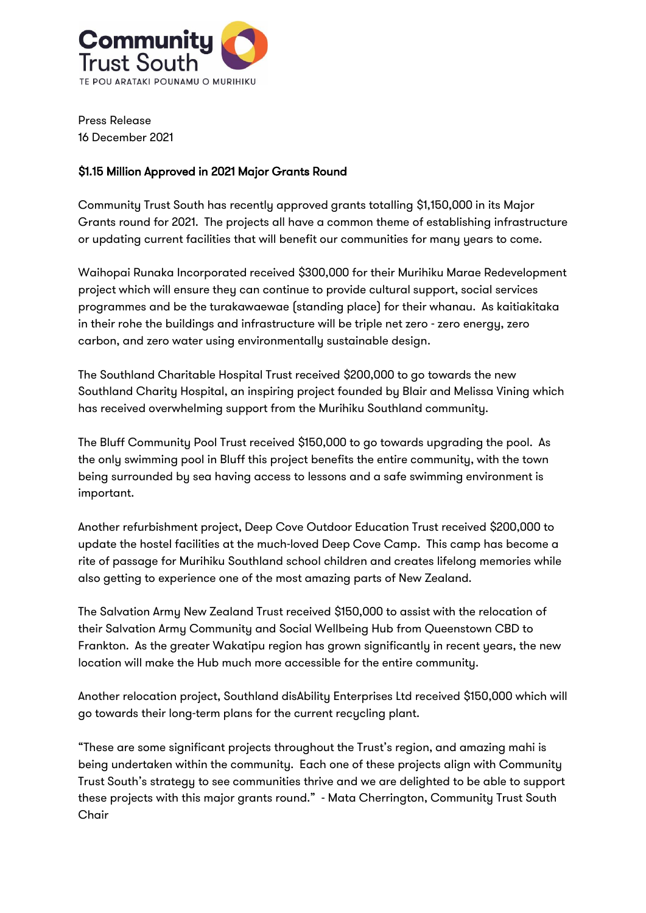Community Trust South

TE POU ARATAKI POUNAMU O MURIHIKU

Press Release
16 December 2021

## $1.15 Million Approved in 2021 Major Grants Round

Community Trust South has recently approved grants totalling $1,150,000 in its Major Grants round for 2021. The projects all have a common theme of establishing infrastructure or updating current facilities that will benefit our communities for many years to come.

Waihopai Runaka Incorporated received $300,000 for their Murihiku Marae Redevelopment project which will ensure they can continue to provide cultural support, social services programmes and be the turakawaewae (standing place) for their whanau. As kaitiakitaka in their rohe the buildings and infrastructure will be triple net zero - zero energy, zero carbon, and zero water using environmentally sustainable design.

The Southland Charitable Hospital Trust received $200,000 to go towards the new Southland Charity Hospital, an inspiring project founded by Blair and Melissa Vining which has received overwhelming support from the Murihiku Southland community.

The Bluff Community Pool Trust received $150,000 to go towards upgrading the pool. As the only swimming pool in Bluff this project benefits the entire community, with the town being surrounded by sea having access to lessons and a safe swimming environment is important.

Another refurbishment project, Deep Cove Outdoor Education Trust received $200,000 to update the hostel facilities at the much-loved Deep Cove Camp. This camp has become a rite of passage for Murihiku Southland school children and creates lifelong memories while also getting to experience one of the most amazing parts of New Zealand.

The Salvation Army New Zealand Trust received $150,000 to assist with the relocation of their Salvation Army Community and Social Wellbeing Hub from Queenstown CBD to Frankton. As the greater Wakatipu region has grown significantly in recent years, the new location will make the Hub much more accessible for the entire community.

Another relocation project, Southland disAbility Enterprises Ltd received $150,000 which will go towards their long-term plans for the current recycling plant.

"These are some significant projects throughout the Trust's region, and amazing mahi is being undertaken within the community. Each one of these projects align with Community Trust South's strategy to see communities thrive and we are delighted to be able to support these projects with this major grants round." - Mata Cherrington, Community Trust South Chair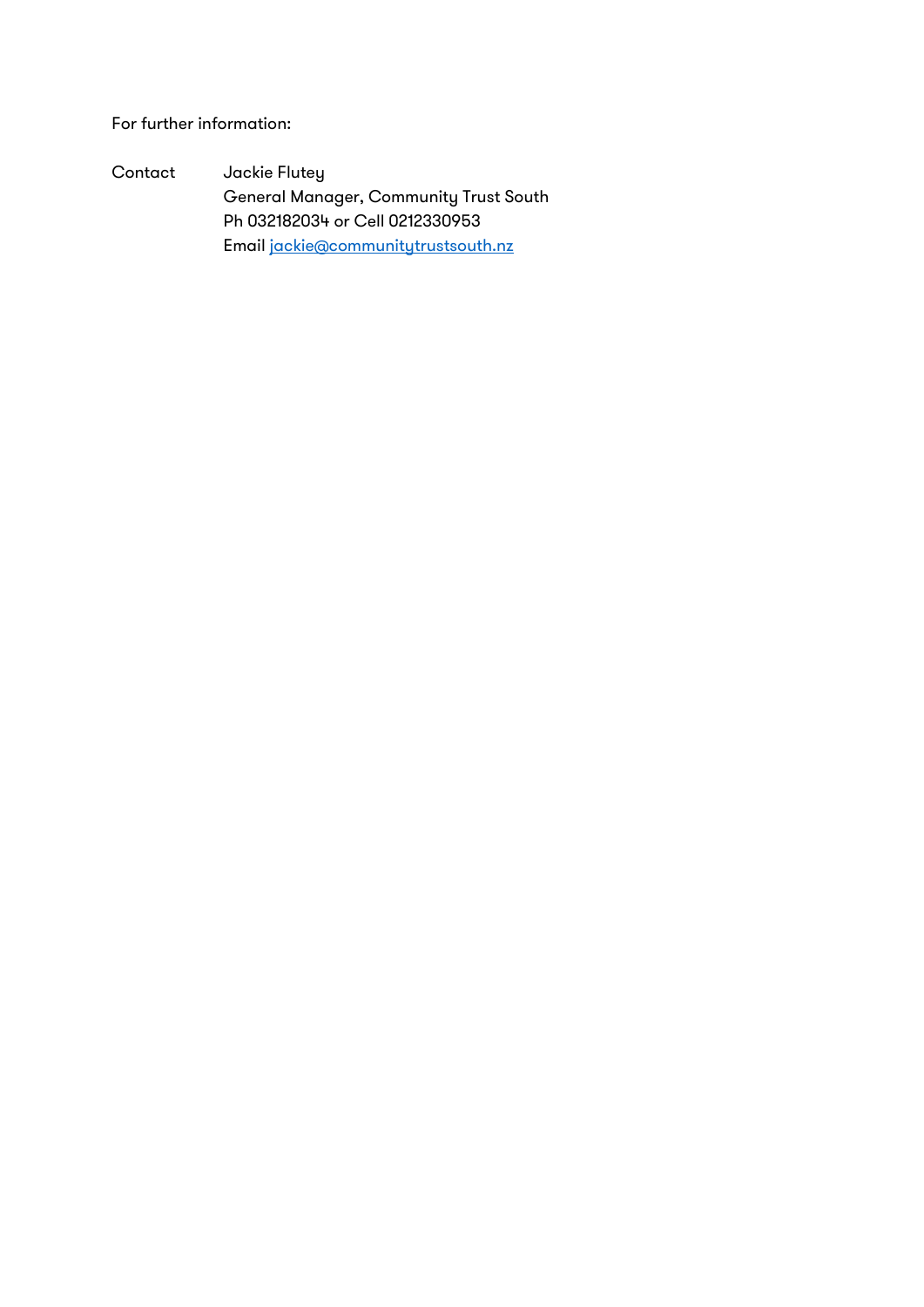For further information:

Contact	Jackie Flutey
General Manager, Community Trust South
Ph 032182034 or Cell 0212330953
Email jackie@communitytrustsouth.nz